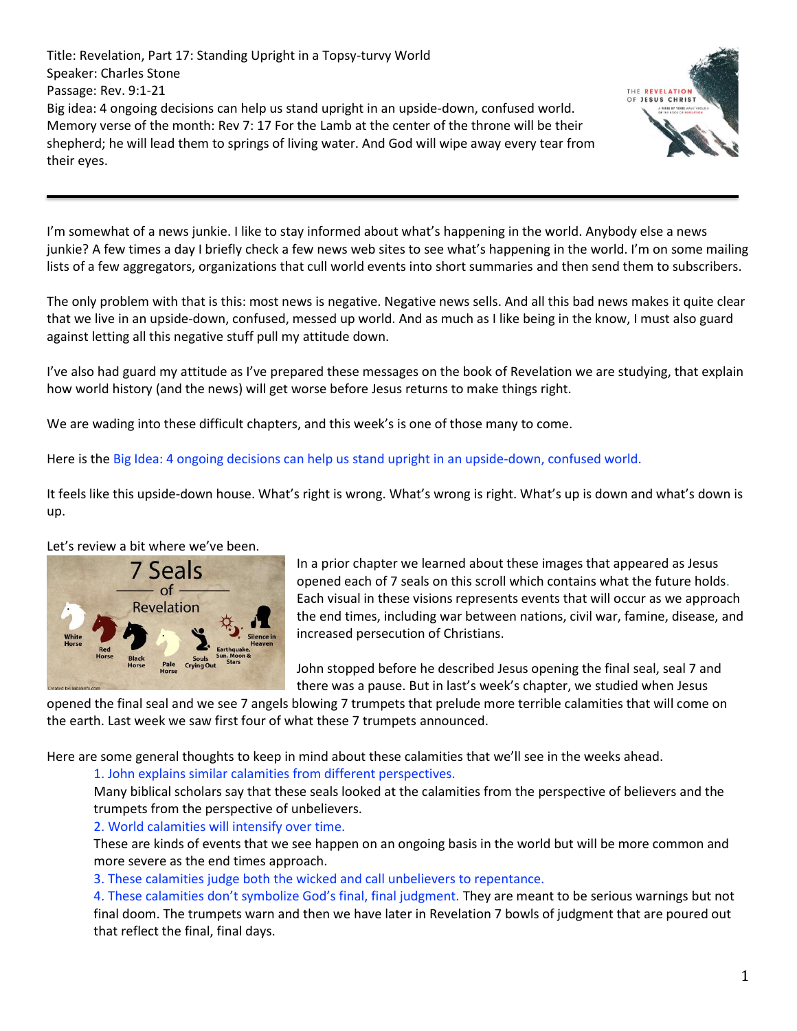Title: Revelation, Part 17: Standing Upright in a Topsy-turvy World
Speaker: Charles Stone
Passage: Rev. 9:1-21
Big idea: 4 ongoing decisions can help us stand upright in an upside-down, confused world.
Memory verse of the month: Rev 7: 17 For the Lamb at the center of the throne will be their shepherd; he will lead them to springs of living water. And God will wipe away every tear from their eyes.

---

I'm somewhat of a news junkie. I like to stay informed about what's happening in the world. Anybody else a news junkie? A few times a day I briefly check a few news web sites to see what's happening in the world. I'm on some mailing lists of a few aggregators, organizations that cull world events into short summaries and then send them to subscribers.

The only problem with that is this: most news is negative. Negative news sells. And all this bad news makes it quite clear that we live in an upside-down, confused, messed up world. And as much as I like being in the know, I must also guard against letting all this negative stuff pull my attitude down.

I've also had guard my attitude as I've prepared these messages on the book of Revelation we are studying, that explain how world history (and the news) will get worse before Jesus returns to make things right.

We are wading into these difficult chapters, and this week's is one of those many to come.

Here is the Big Idea: 4 ongoing decisions can help us stand upright in an upside-down, confused world.

It feels like this upside-down house. What's right is wrong. What's wrong is right. What's up is down and what's down is up.

Let's review a bit where we've been.

In a prior chapter we learned about these images that appeared as Jesus opened each of 7 seals on this scroll which contains what the future holds. Each visual in these visions represents events that will occur as we approach the end times, including war between nations, civil war, famine, disease, and increased persecution of Christians.

John stopped before he described Jesus opening the final seal, seal 7 and there was a pause. But in last's week's chapter, we studied when Jesus opened the final seal and we see 7 angels blowing 7 trumpets that prelude more terrible calamities that will come on the earth. Last week we saw first four of what these 7 trumpets announced.

Here are some general thoughts to keep in mind about these calamities that we'll see in the weeks ahead.

1. John explains similar calamities from different perspectives.
   Many biblical scholars say that these seals looked at the calamities from the perspective of believers and the trumpets from the perspective of unbelievers.
2. World calamities will intensify over time.
   These are kinds of events that we see happen on an ongoing basis in the world but will be more common and more severe as the end times approach.
3. These calamities judge both the wicked and call unbelievers to repentance.
4. These calamities don't symbolize God's final, final judgment. They are meant to be serious warnings but not final doom. The trumpets warn and then we have later in Revelation 7 bowls of judgment that are poured out that reflect the final, final days.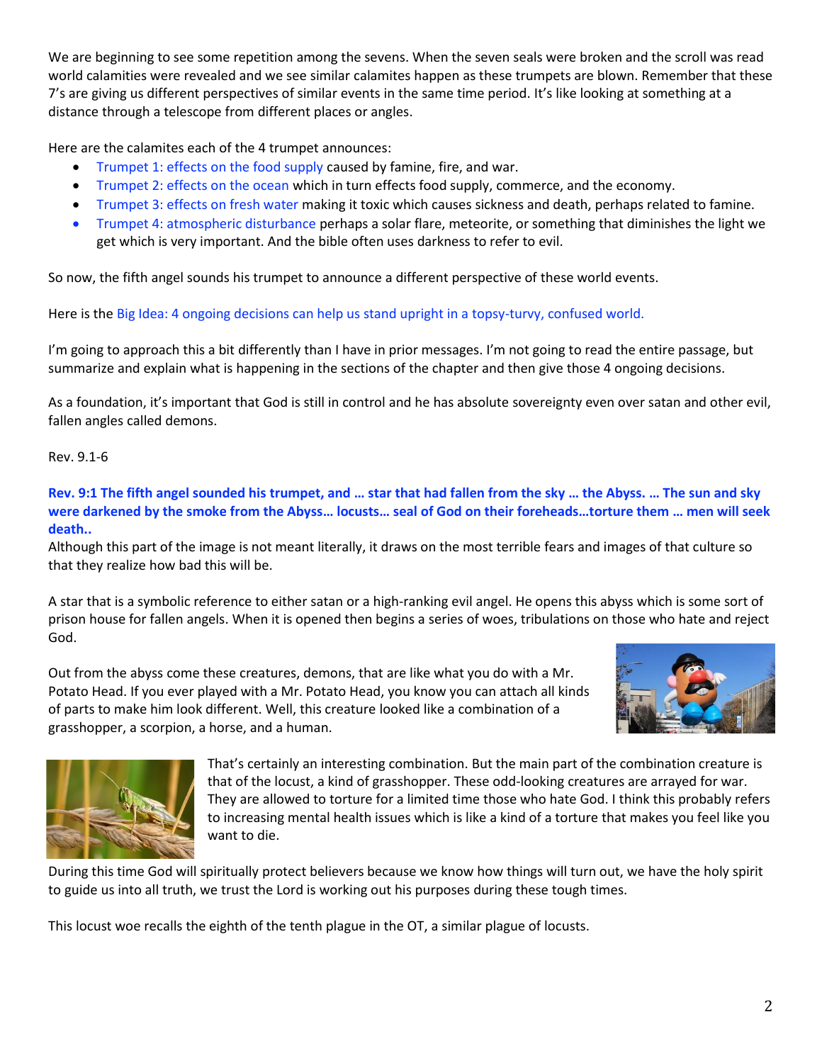We are beginning to see some repetition among the sevens. When the seven seals were broken and the scroll was read world calamities were revealed and we see similar calamites happen as these trumpets are blown. Remember that these 7's are giving us different perspectives of similar events in the same time period. It's like looking at something at a distance through a telescope from different places or angles.

Here are the calamites each of the 4 trumpet announces:

- Trumpet 1: effects on the food supply caused by famine, fire, and war.
- Trumpet 2: effects on the ocean which in turn effects food supply, commerce, and the economy.
- Trumpet 3: effects on fresh water making it toxic which causes sickness and death, perhaps related to famine.
- Trumpet 4: atmospheric disturbance perhaps a solar flare, meteorite, or something that diminishes the light we get which is very important. And the bible often uses darkness to refer to evil.

So now, the fifth angel sounds his trumpet to announce a different perspective of these world events.

Here is the Big Idea: 4 ongoing decisions can help us stand upright in a topsy-turvy, confused world.

I'm going to approach this a bit differently than I have in prior messages. I'm not going to read the entire passage, but summarize and explain what is happening in the sections of the chapter and then give those 4 ongoing decisions.

As a foundation, it's important that God is still in control and he has absolute sovereignty even over satan and other evil, fallen angles called demons.

Rev. 9.1-6

**Rev. 9:1 The fifth angel sounded his trumpet, and … star that had fallen from the sky … the Abyss. … The sun and sky were darkened by the smoke from the Abyss… locusts… seal of God on their foreheads…torture them … men will seek death..**

Although this part of the image is not meant literally, it draws on the most terrible fears and images of that culture so that they realize how bad this will be.

A star that is a symbolic reference to either satan or a high-ranking evil angel. He opens this abyss which is some sort of prison house for fallen angels. When it is opened then begins a series of woes, tribulations on those who hate and reject God.

Out from the abyss come these creatures, demons, that are like what you do with a Mr. Potato Head. If you ever played with a Mr. Potato Head, you know you can attach all kinds of parts to make him look different. Well, this creature looked like a combination of a grasshopper, a scorpion, a horse, and a human.

That's certainly an interesting combination. But the main part of the combination creature is that of the locust, a kind of grasshopper. These odd-looking creatures are arrayed for war. They are allowed to torture for a limited time those who hate God. I think this probably refers to increasing mental health issues which is like a kind of a torture that makes you feel like you want to die.

During this time God will spiritually protect believers because we know how things will turn out, we have the holy spirit to guide us into all truth, we trust the Lord is working out his purposes during these tough times.

This locust woe recalls the eighth of the tenth plague in the OT, a similar plague of locusts.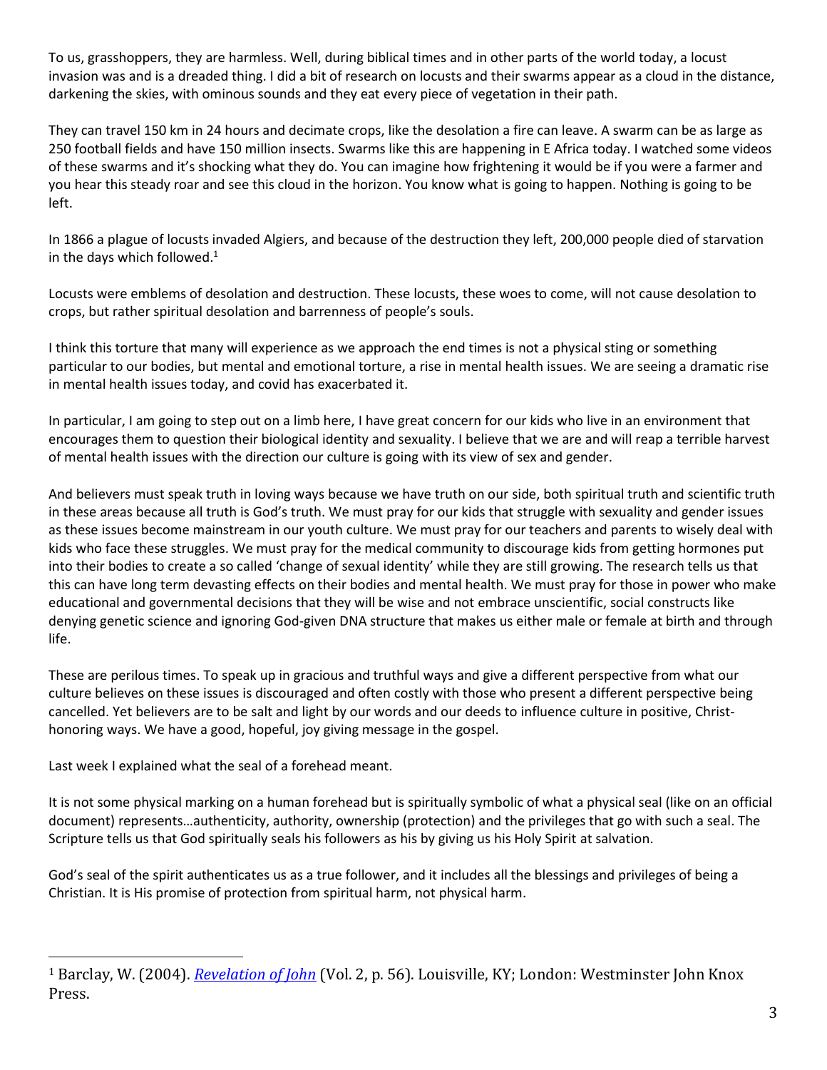To us, grasshoppers, they are harmless. Well, during biblical times and in other parts of the world today, a locust invasion was and is a dreaded thing. I did a bit of research on locusts and their swarms appear as a cloud in the distance, darkening the skies, with ominous sounds and they eat every piece of vegetation in their path.

They can travel 150 km in 24 hours and decimate crops, like the desolation a fire can leave. A swarm can be as large as 250 football fields and have 150 million insects. Swarms like this are happening in E Africa today. I watched some videos of these swarms and it's shocking what they do. You can imagine how frightening it would be if you were a farmer and you hear this steady roar and see this cloud in the horizon. You know what is going to happen. Nothing is going to be left.

In 1866 a plague of locusts invaded Algiers, and because of the destruction they left, 200,000 people died of starvation in the days which followed.[1]

Locusts were emblems of desolation and destruction. These locusts, these woes to come, will not cause desolation to crops, but rather spiritual desolation and barrenness of people's souls.

I think this torture that many will experience as we approach the end times is not a physical sting or something particular to our bodies, but mental and emotional torture, a rise in mental health issues. We are seeing a dramatic rise in mental health issues today, and covid has exacerbated it.

In particular, I am going to step out on a limb here, I have great concern for our kids who live in an environment that encourages them to question their biological identity and sexuality. I believe that we are and will reap a terrible harvest of mental health issues with the direction our culture is going with its view of sex and gender.

And believers must speak truth in loving ways because we have truth on our side, both spiritual truth and scientific truth in these areas because all truth is God's truth. We must pray for our kids that struggle with sexuality and gender issues as these issues become mainstream in our youth culture. We must pray for our teachers and parents to wisely deal with kids who face these struggles. We must pray for the medical community to discourage kids from getting hormones put into their bodies to create a so called 'change of sexual identity' while they are still growing. The research tells us that this can have long term devasting effects on their bodies and mental health. We must pray for those in power who make educational and governmental decisions that they will be wise and not embrace unscientific, social constructs like denying genetic science and ignoring God-given DNA structure that makes us either male or female at birth and through life.

These are perilous times. To speak up in gracious and truthful ways and give a different perspective from what our culture believes on these issues is discouraged and often costly with those who present a different perspective being cancelled. Yet believers are to be salt and light by our words and our deeds to influence culture in positive, Christ-honoring ways. We have a good, hopeful, joy giving message in the gospel.

Last week I explained what the seal of a forehead meant.

It is not some physical marking on a human forehead but is spiritually symbolic of what a physical seal (like on an official document) represents…authenticity, authority, ownership (protection) and the privileges that go with such a seal. The Scripture tells us that God spiritually seals his followers as his by giving us his Holy Spirit at salvation.

God's seal of the spirit authenticates us as a true follower, and it includes all the blessings and privileges of being a Christian. It is His promise of protection from spiritual harm, not physical harm.

---

[1] Barclay, W. (2004). *Revelation of John* (Vol. 2, p. 56). Louisville, KY; London: Westminster John Knox Press.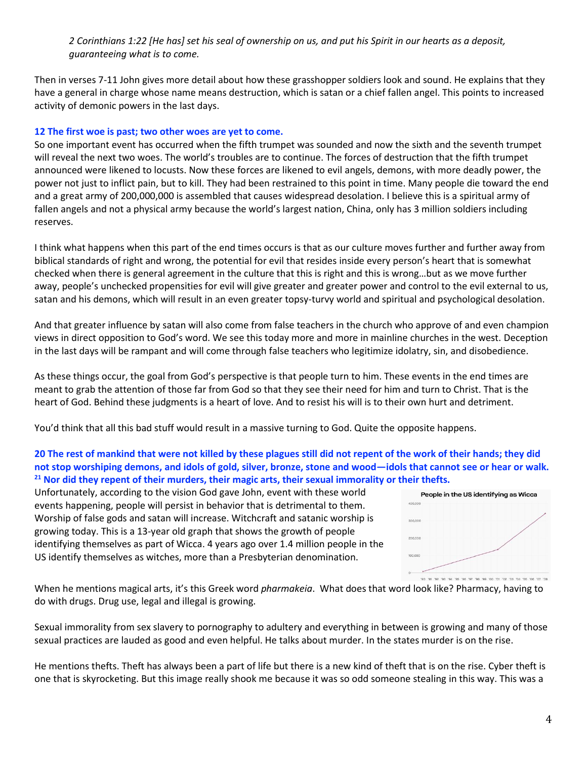*2 Corinthians 1:22 [He has] set his seal of ownership on us, and put his Spirit in our hearts as a deposit, guaranteeing what is to come.*

Then in verses 7-11 John gives more detail about how these grasshopper soldiers look and sound. He explains that they have a general in charge whose name means destruction, which is satan or a chief fallen angel. This points to increased activity of demonic powers in the last days.

**12 The first woe is past; two other woes are yet to come.**

So one important event has occurred when the fifth trumpet was sounded and now the sixth and the seventh trumpet will reveal the next two woes. The world's troubles are to continue. The forces of destruction that the fifth trumpet announced were likened to locusts. Now these forces are likened to evil angels, demons, with more deadly power, the power not just to inflict pain, but to kill. They had been restrained to this point in time. Many people die toward the end and a great army of 200,000,000 is assembled that causes widespread desolation. I believe this is a spiritual army of fallen angels and not a physical army because the world's largest nation, China, only has 3 million soldiers including reserves.

I think what happens when this part of the end times occurs is that as our culture moves further and further away from biblical standards of right and wrong, the potential for evil that resides inside every person's heart that is somewhat checked when there is general agreement in the culture that this is right and this is wrong…but as we move further away, people's unchecked propensities for evil will give greater and greater power and control to the evil external to us, satan and his demons, which will result in an even greater topsy-turvy world and spiritual and psychological desolation.

And that greater influence by satan will also come from false teachers in the church who approve of and even champion views in direct opposition to God's word. We see this today more and more in mainline churches in the west. Deception in the last days will be rampant and will come through false teachers who legitimize idolatry, sin, and disobedience.

As these things occur, the goal from God's perspective is that people turn to him. These events in the end times are meant to grab the attention of those far from God so that they see their need for him and turn to Christ. That is the heart of God. Behind these judgments is a heart of love. And to resist his will is to their own hurt and detriment.

You'd think that all this bad stuff would result in a massive turning to God. Quite the opposite happens.

**20 The rest of mankind that were not killed by these plagues still did not repent of the work of their hands; they did not stop worshiping demons, and idols of gold, silver, bronze, stone and wood—idols that cannot see or hear or walk. [21] Nor did they repent of their murders, their magic arts, their sexual immorality or their thefts.**

Unfortunately, according to the vision God gave John, event with these world events happening, people will persist in behavior that is detrimental to them. Worship of false gods and satan will increase. Witchcraft and satanic worship is growing today. This is a 13-year old graph that shows the growth of people identifying themselves as part of Wicca. 4 years ago over 1.4 million people in the US identify themselves as witches, more than a Presbyterian denomination.

People in the US identifying as Wicca

When he mentions magical arts, it's this Greek word *pharmakeia*. What does that word look like? Pharmacy, having to do with drugs. Drug use, legal and illegal is growing.

Sexual immorality from sex slavery to pornography to adultery and everything in between is growing and many of those sexual practices are lauded as good and even helpful. He talks about murder. In the states murder is on the rise.

He mentions thefts. Theft has always been a part of life but there is a new kind of theft that is on the rise. Cyber theft is one that is skyrocketing. But this image really shook me because it was so odd someone stealing in this way. This was a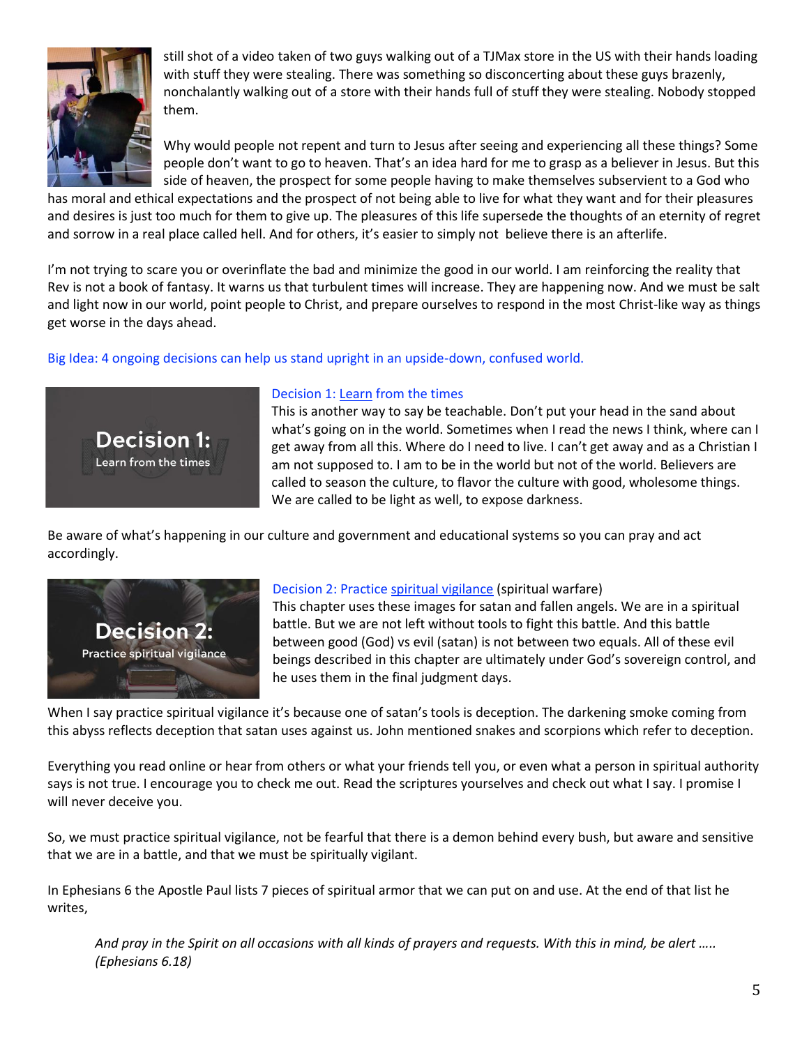still shot of a video taken of two guys walking out of a TJMax store in the US with their hands loading with stuff they were stealing. There was something so disconcerting about these guys brazenly, nonchalantly walking out of a store with their hands full of stuff they were stealing. Nobody stopped them.

Why would people not repent and turn to Jesus after seeing and experiencing all these things? Some people don't want to go to heaven. That's an idea hard for me to grasp as a believer in Jesus. But this side of heaven, the prospect for some people having to make themselves subservient to a God who has moral and ethical expectations and the prospect of not being able to live for what they want and for their pleasures and desires is just too much for them to give up. The pleasures of this life supersede the thoughts of an eternity of regret and sorrow in a real place called hell. And for others, it's easier to simply not believe there is an afterlife.

I'm not trying to scare you or overinflate the bad and minimize the good in our world. I am reinforcing the reality that Rev is not a book of fantasy. It warns us that turbulent times will increase. They are happening now. And we must be salt and light now in our world, point people to Christ, and prepare ourselves to respond in the most Christ-like way as things get worse in the days ahead.

Big Idea: 4 ongoing decisions can help us stand upright in an upside-down, confused world.

**Decision 1:** Learn from the times

Decision 1: Learn from the times

This is another way to say be teachable. Don't put your head in the sand about what's going on in the world. Sometimes when I read the news I think, where can I get away from all this. Where do I need to live. I can't get away and as a Christian I am not supposed to. I am to be in the world but not of the world. Believers are called to season the culture, to flavor the culture with good, wholesome things. We are called to be light as well, to expose darkness.

Be aware of what's happening in our culture and government and educational systems so you can pray and act accordingly.

**Decision 2:** Practice spiritual vigilance

Decision 2: Practice spiritual vigilance (spiritual warfare)

This chapter uses these images for satan and fallen angels. We are in a spiritual battle. But we are not left without tools to fight this battle. And this battle between good (God) vs evil (satan) is not between two equals. All of these evil beings described in this chapter are ultimately under God's sovereign control, and he uses them in the final judgment days.

When I say practice spiritual vigilance it's because one of satan's tools is deception. The darkening smoke coming from this abyss reflects deception that satan uses against us. John mentioned snakes and scorpions which refer to deception.

Everything you read online or hear from others or what your friends tell you, or even what a person in spiritual authority says is not true. I encourage you to check me out. Read the scriptures yourselves and check out what I say. I promise I will never deceive you.

So, we must practice spiritual vigilance, not be fearful that there is a demon behind every bush, but aware and sensitive that we are in a battle, and that we must be spiritually vigilant.

In Ephesians 6 the Apostle Paul lists 7 pieces of spiritual armor that we can put on and use. At the end of that list he writes,

> *And pray in the Spirit on all occasions with all kinds of prayers and requests. With this in mind, be alert ….. (Ephesians 6.18)*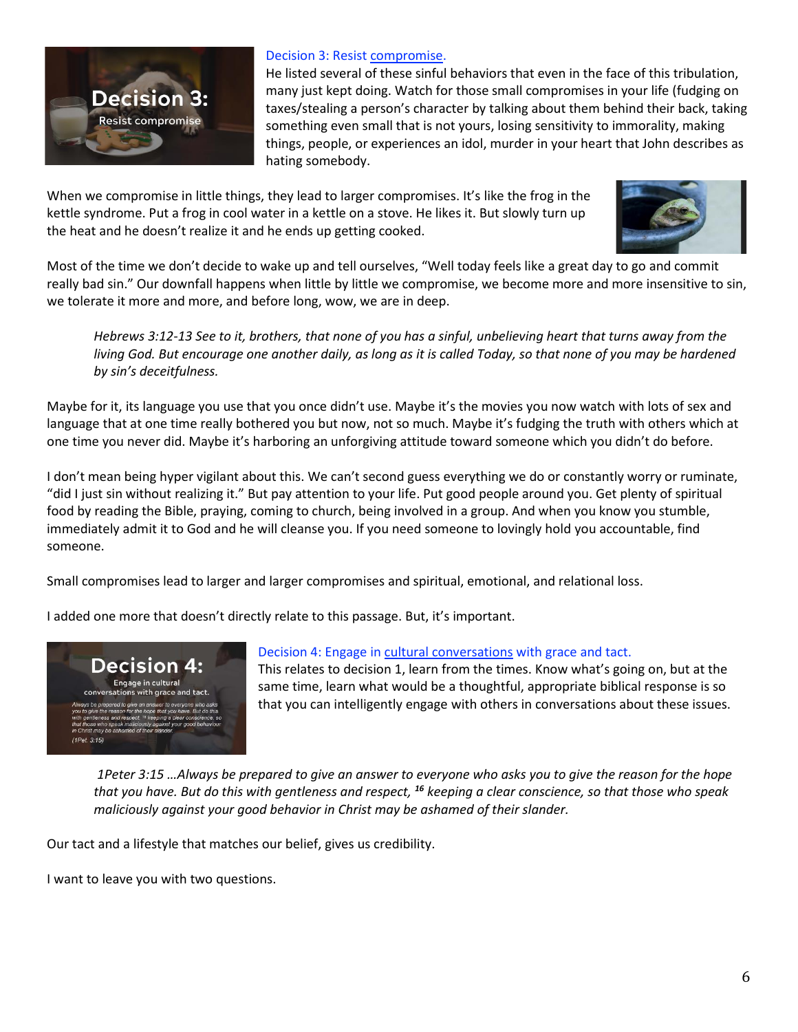Decision 3: Resist compromise.

He listed several of these sinful behaviors that even in the face of this tribulation, many just kept doing. Watch for those small compromises in your life (fudging on taxes/stealing a person's character by talking about them behind their back, taking something even small that is not yours, losing sensitivity to immorality, making things, people, or experiences an idol, murder in your heart that John describes as hating somebody.

When we compromise in little things, they lead to larger compromises. It's like the frog in the kettle syndrome. Put a frog in cool water in a kettle on a stove. He likes it. But slowly turn up the heat and he doesn't realize it and he ends up getting cooked.

Most of the time we don't decide to wake up and tell ourselves, "Well today feels like a great day to go and commit really bad sin." Our downfall happens when little by little we compromise, we become more and more insensitive to sin, we tolerate it more and more, and before long, wow, we are in deep.

> *Hebrews 3:12-13 See to it, brothers, that none of you has a sinful, unbelieving heart that turns away from the living God. But encourage one another daily, as long as it is called Today, so that none of you may be hardened by sin's deceitfulness.*

Maybe for it, its language you use that you once didn't use. Maybe it's the movies you now watch with lots of sex and language that at one time really bothered you but now, not so much. Maybe it's fudging the truth with others which at one time you never did. Maybe it's harboring an unforgiving attitude toward someone which you didn't do before.

I don't mean being hyper vigilant about this. We can't second guess everything we do or constantly worry or ruminate, "did I just sin without realizing it." But pay attention to your life. Put good people around you. Get plenty of spiritual food by reading the Bible, praying, coming to church, being involved in a group. And when you know you stumble, immediately admit it to God and he will cleanse you. If you need someone to lovingly hold you accountable, find someone.

Small compromises lead to larger and larger compromises and spiritual, emotional, and relational loss.

I added one more that doesn't directly relate to this passage. But, it's important.

Decision 4: Engage in cultural conversations with grace and tact.

This relates to decision 1, learn from the times. Know what's going on, but at the same time, learn what would be a thoughtful, appropriate biblical response is so that you can intelligently engage with others in conversations about these issues.

> *1Peter 3:15 …Always be prepared to give an answer to everyone who asks you to give the reason for the hope that you have. But do this with gentleness and respect, [16] keeping a clear conscience, so that those who speak maliciously against your good behavior in Christ may be ashamed of their slander.*

Our tact and a lifestyle that matches our belief, gives us credibility.

I want to leave you with two questions.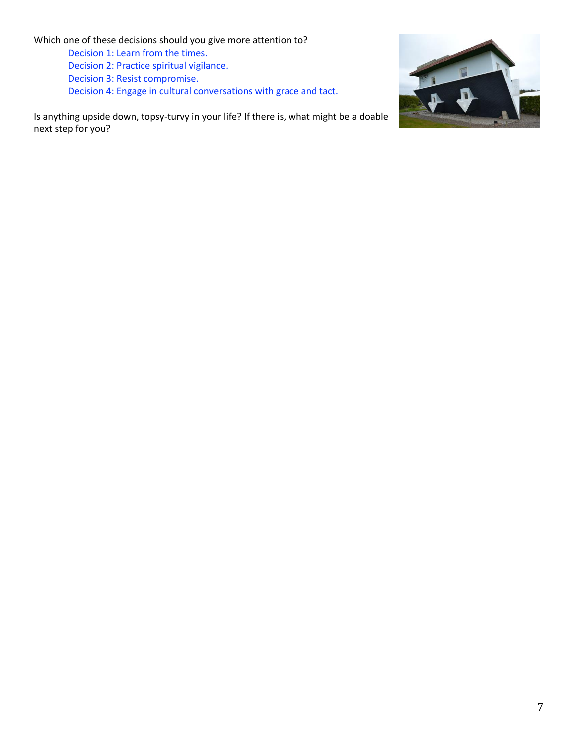Which one of these decisions should you give more attention to?

- Decision 1: Learn from the times.
- Decision 2: Practice spiritual vigilance.
- Decision 3: Resist compromise.
- Decision 4: Engage in cultural conversations with grace and tact.

Is anything upside down, topsy-turvy in your life? If there is, what might be a doable next step for you?